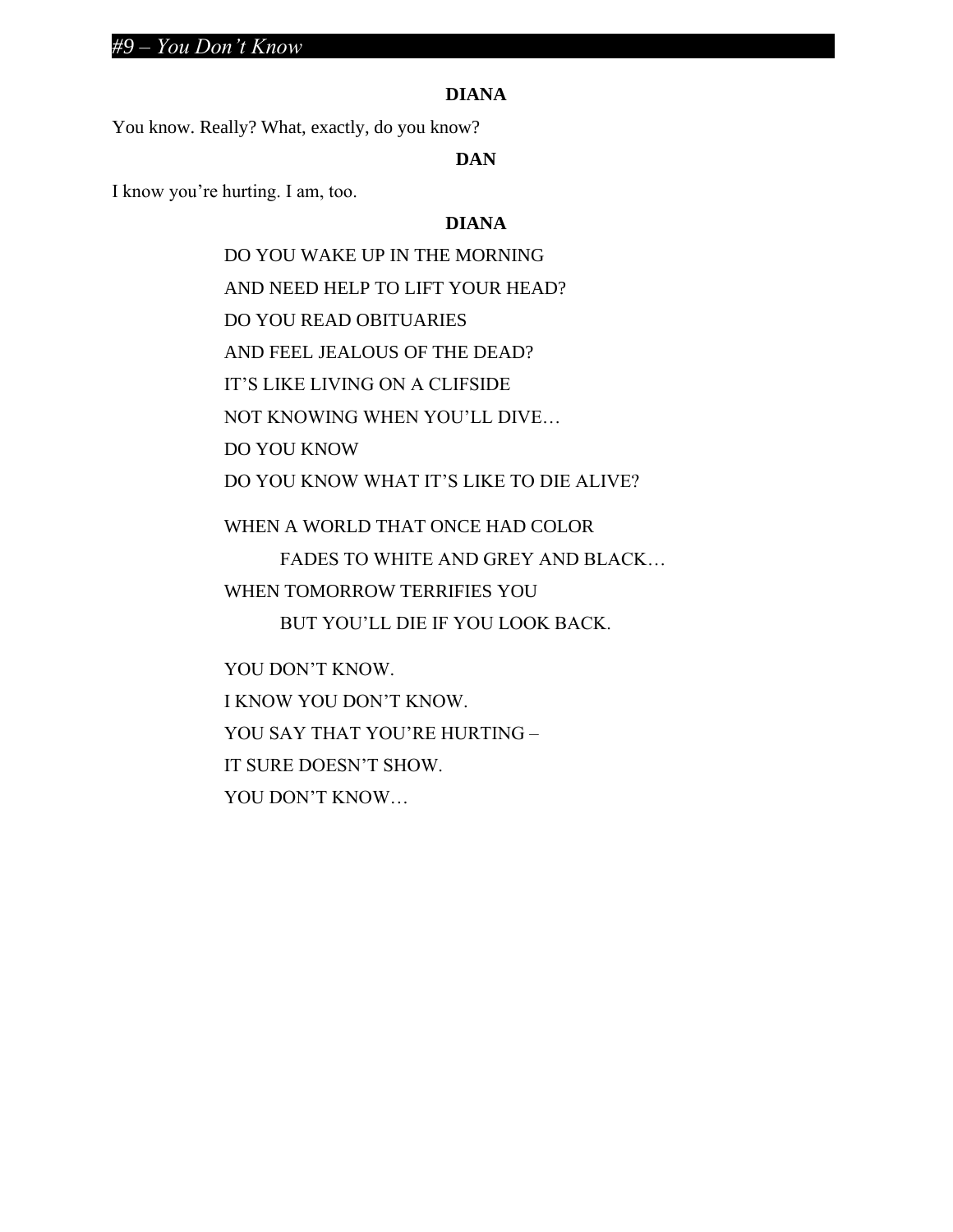*#9 – You Don't Know*

**DIANA**

You know. Really? What, exactly, do you know?

**DAN**

I know you're hurting. I am, too.

**DIANA**

DO YOU WAKE UP IN THE MORNING
AND NEED HELP TO LIFT YOUR HEAD?
DO YOU READ OBITUARIES
AND FEEL JEALOUS OF THE DEAD?
IT'S LIKE LIVING ON A CLIFSIDE
NOT KNOWING WHEN YOU'LL DIVE…
DO YOU KNOW
DO YOU KNOW WHAT IT'S LIKE TO DIE ALIVE?

WHEN A WORLD THAT ONCE HAD COLOR
FADES TO WHITE AND GREY AND BLACK…
WHEN TOMORROW TERRIFIES YOU
BUT YOU'LL DIE IF YOU LOOK BACK.

YOU DON'T KNOW.
I KNOW YOU DON'T KNOW.
YOU SAY THAT YOU'RE HURTING –
IT SURE DOESN'T SHOW.
YOU DON'T KNOW…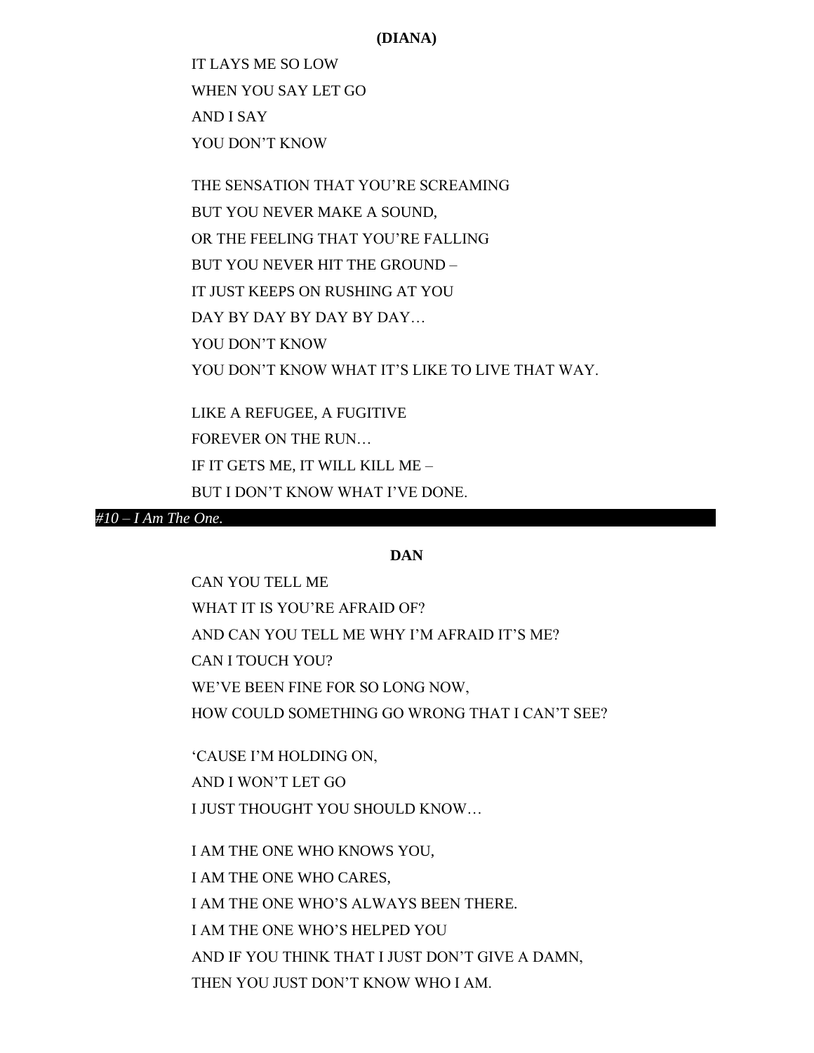**(DIANA)**

IT LAYS ME SO LOW
WHEN YOU SAY LET GO
AND I SAY
YOU DON'T KNOW

THE SENSATION THAT YOU'RE SCREAMING
BUT YOU NEVER MAKE A SOUND,
OR THE FEELING THAT YOU'RE FALLING
BUT YOU NEVER HIT THE GROUND –
IT JUST KEEPS ON RUSHING AT YOU
DAY BY DAY BY DAY BY DAY…
YOU DON'T KNOW
YOU DON'T KNOW WHAT IT'S LIKE TO LIVE THAT WAY.

LIKE A REFUGEE, A FUGITIVE
FOREVER ON THE RUN…
IF IT GETS ME, IT WILL KILL ME –
BUT I DON'T KNOW WHAT I'VE DONE.

*#10 – I Am The One.*

**DAN**

CAN YOU TELL ME
WHAT IT IS YOU'RE AFRAID OF?
AND CAN YOU TELL ME WHY I'M AFRAID IT'S ME?
CAN I TOUCH YOU?
WE'VE BEEN FINE FOR SO LONG NOW,
HOW COULD SOMETHING GO WRONG THAT I CAN'T SEE?

'CAUSE I'M HOLDING ON,
AND I WON'T LET GO
I JUST THOUGHT YOU SHOULD KNOW…

I AM THE ONE WHO KNOWS YOU,
I AM THE ONE WHO CARES,
I AM THE ONE WHO'S ALWAYS BEEN THERE.
I AM THE ONE WHO'S HELPED YOU
AND IF YOU THINK THAT I JUST DON'T GIVE A DAMN,
THEN YOU JUST DON'T KNOW WHO I AM.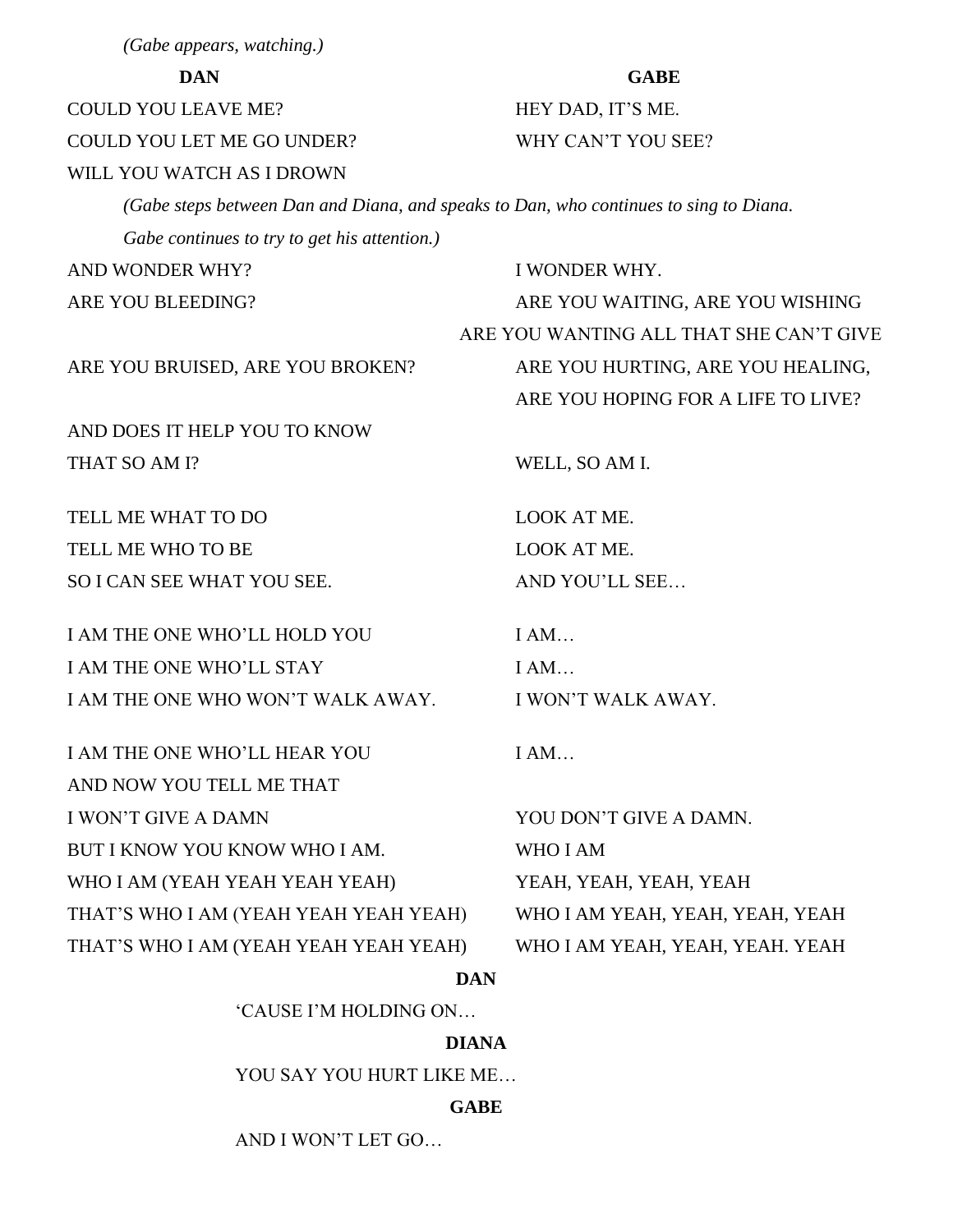*(Gabe appears, watching.)*

| DAN | GABE |
|---|---|
| COULD YOU LEAVE ME? | HEY DAD, IT'S ME. |
| COULD YOU LET ME GO UNDER? | WHY CAN'T YOU SEE? |
| WILL YOU WATCH AS I DROWN | |

*(Gabe steps between Dan and Diana, and speaks to Dan, who continues to sing to Diana. Gabe continues to try to get his attention.)*

| DAN | GABE |
|---|---|
| AND WONDER WHY? | I WONDER WHY. |
| ARE YOU BLEEDING? | ARE YOU WAITING, ARE YOU WISHING |
| | ARE YOU WANTING ALL THAT SHE CAN'T GIVE |
| ARE YOU BRUISED, ARE YOU BROKEN? | ARE YOU HURTING, ARE YOU HEALING, |
| | ARE YOU HOPING FOR A LIFE TO LIVE? |
| AND DOES IT HELP YOU TO KNOW | |
| THAT SO AM I? | WELL, SO AM I. |
| TELL ME WHAT TO DO | LOOK AT ME. |
| TELL ME WHO TO BE | LOOK AT ME. |
| SO I CAN SEE WHAT YOU SEE. | AND YOU'LL SEE… |
| I AM THE ONE WHO'LL HOLD YOU | I AM… |
| I AM THE ONE WHO'LL STAY | I AM… |
| I AM THE ONE WHO WON'T WALK AWAY. | I WON'T WALK AWAY. |
| I AM THE ONE WHO'LL HEAR YOU | I AM… |
| AND NOW YOU TELL ME THAT | |
| I WON'T GIVE A DAMN | YOU DON'T GIVE A DAMN. |
| BUT I KNOW YOU KNOW WHO I AM. | WHO I AM |
| WHO I AM (YEAH YEAH YEAH YEAH) | YEAH, YEAH, YEAH, YEAH |
| THAT'S WHO I AM (YEAH YEAH YEAH YEAH) | WHO I AM YEAH, YEAH, YEAH, YEAH |
| THAT'S WHO I AM (YEAH YEAH YEAH YEAH) | WHO I AM YEAH, YEAH, YEAH. YEAH |

**DAN**

'CAUSE I'M HOLDING ON…

**DIANA**

YOU SAY YOU HURT LIKE ME…

**GABE**

AND I WON'T LET GO…